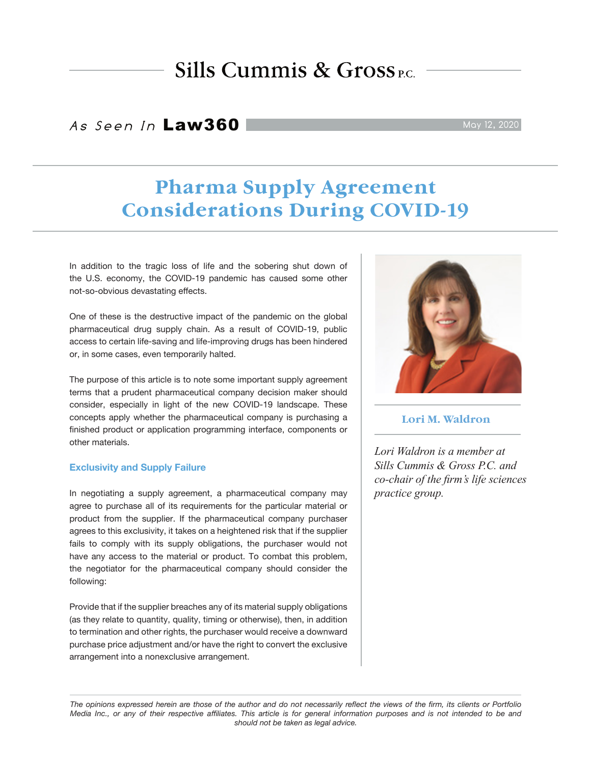Sills Cummis & Gross P.C.

*As Seen In* **Law360** May 12, 2020

# Pharma Supply Agreement Considerations During COVID-19

In addition to the tragic loss of life and the sobering shut down of the U.S. economy, the COVID-19 pandemic has caused some other not-so-obvious devastating effects.

One of these is the destructive impact of the pandemic on the global pharmaceutical drug supply chain. As a result of COVID-19, public access to certain life-saving and life-improving drugs has been hindered or, in some cases, even temporarily halted.

The purpose of this article is to note some important supply agreement terms that a prudent pharmaceutical company decision maker should consider, especially in light of the new COVID-19 landscape. These concepts apply whether the pharmaceutical company is purchasing a finished product or application programming interface, components or other materials.

## Exclusivity and Supply Failure

In negotiating a supply agreement, a pharmaceutical company may agree to purchase all of its requirements for the particular material or product from the supplier. If the pharmaceutical company purchaser agrees to this exclusivity, it takes on a heightened risk that if the supplier fails to comply with its supply obligations, the purchaser would not have any access to the material or product. To combat this problem, the negotiator for the pharmaceutical company should consider the following:

Provide that if the supplier breaches any of its material supply obligations (as they relate to quantity, quality, timing or otherwise), then, in addition to termination and other rights, the purchaser would receive a downward purchase price adjustment and/or have the right to convert the exclusive arrangement into a nonexclusive arrangement.

**Lori M. Waldron**

*Lori Waldron is a member at Sills Cummis & Gross P.C. and co-chair of the firm's life sciences practice group.*

*The opinions expressed herein are those of the author and do not necessarily reflect the views of the firm, its clients or Portfolio Media Inc., or any of their respective affiliates. This article is for general information purposes and is not intended to be and should not be taken as legal advice.*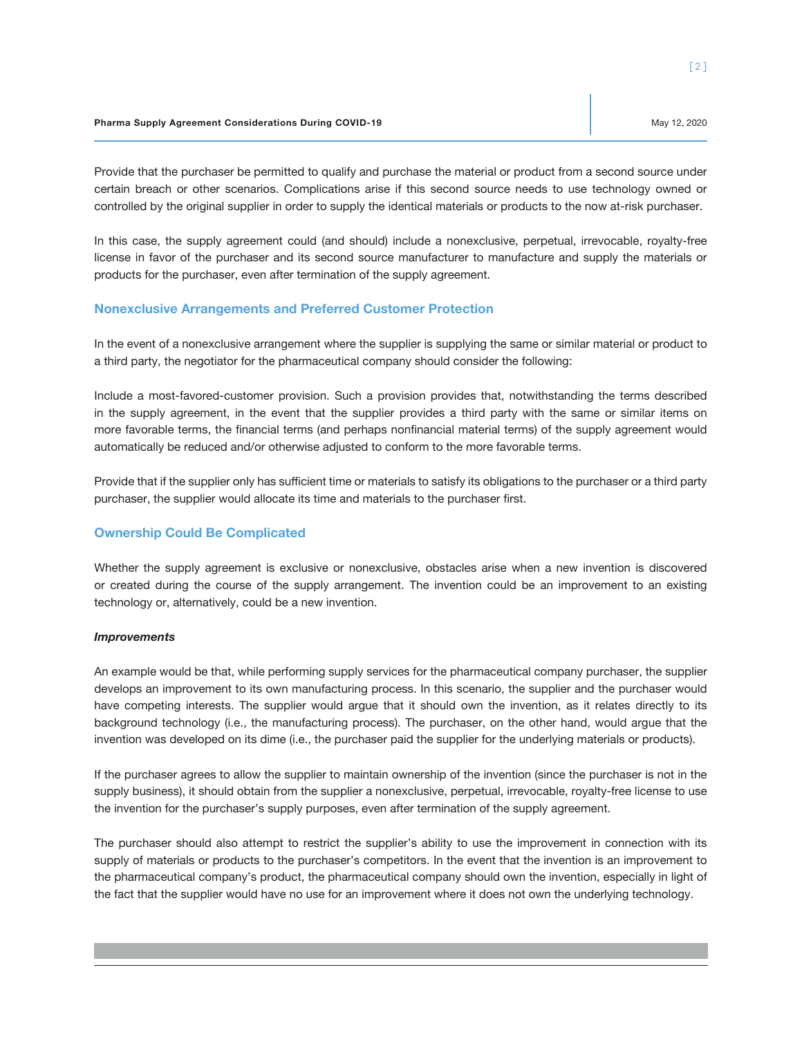Provide that the purchaser be permitted to qualify and purchase the material or product from a second source under certain breach or other scenarios. Complications arise if this second source needs to use technology owned or controlled by the original supplier in order to supply the identical materials or products to the now at-risk purchaser.

In this case, the supply agreement could (and should) include a nonexclusive, perpetual, irrevocable, royalty-free license in favor of the purchaser and its second source manufacturer to manufacture and supply the materials or products for the purchaser, even after termination of the supply agreement.

## Nonexclusive Arrangements and Preferred Customer Protection

In the event of a nonexclusive arrangement where the supplier is supplying the same or similar material or product to a third party, the negotiator for the pharmaceutical company should consider the following:

Include a most-favored-customer provision. Such a provision provides that, notwithstanding the terms described in the supply agreement, in the event that the supplier provides a third party with the same or similar items on more favorable terms, the financial terms (and perhaps nonfinancial material terms) of the supply agreement would automatically be reduced and/or otherwise adjusted to conform to the more favorable terms.

Provide that if the supplier only has sufficient time or materials to satisfy its obligations to the purchaser or a third party purchaser, the supplier would allocate its time and materials to the purchaser first.

## Ownership Could Be Complicated

Whether the supply agreement is exclusive or nonexclusive, obstacles arise when a new invention is discovered or created during the course of the supply arrangement. The invention could be an improvement to an existing technology or, alternatively, could be a new invention.

### *Improvements*

An example would be that, while performing supply services for the pharmaceutical company purchaser, the supplier develops an improvement to its own manufacturing process. In this scenario, the supplier and the purchaser would have competing interests. The supplier would argue that it should own the invention, as it relates directly to its background technology (i.e., the manufacturing process). The purchaser, on the other hand, would argue that the invention was developed on its dime (i.e., the purchaser paid the supplier for the underlying materials or products).

If the purchaser agrees to allow the supplier to maintain ownership of the invention (since the purchaser is not in the supply business), it should obtain from the supplier a nonexclusive, perpetual, irrevocable, royalty-free license to use the invention for the purchaser's supply purposes, even after termination of the supply agreement.

The purchaser should also attempt to restrict the supplier's ability to use the improvement in connection with its supply of materials or products to the purchaser's competitors. In the event that the invention is an improvement to the pharmaceutical company's product, the pharmaceutical company should own the invention, especially in light of the fact that the supplier would have no use for an improvement where it does not own the underlying technology.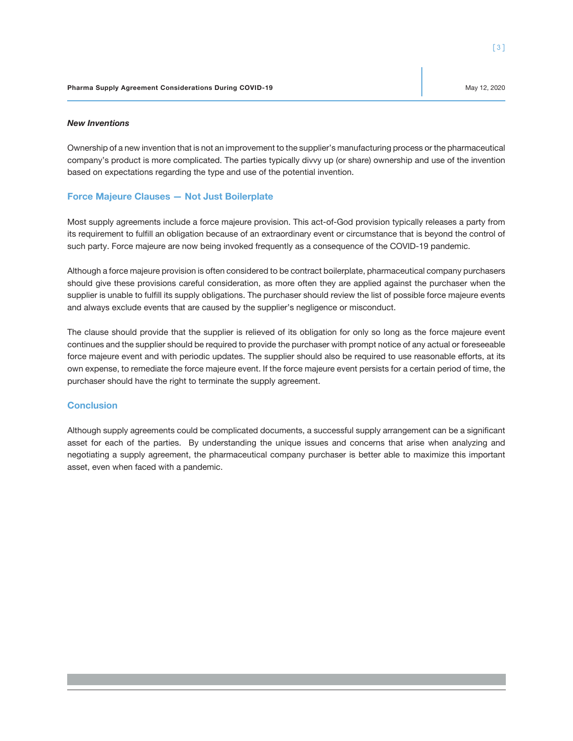### *New Inventions*

Ownership of a new invention that is not an improvement to the supplier's manufacturing process or the pharmaceutical company's product is more complicated. The parties typically divvy up (or share) ownership and use of the invention based on expectations regarding the type and use of the potential invention.

## Force Majeure Clauses — Not Just Boilerplate

Most supply agreements include a force majeure provision. This act-of-God provision typically releases a party from its requirement to fulfill an obligation because of an extraordinary event or circumstance that is beyond the control of such party. Force majeure are now being invoked frequently as a consequence of the COVID-19 pandemic.

Although a force majeure provision is often considered to be contract boilerplate, pharmaceutical company purchasers should give these provisions careful consideration, as more often they are applied against the purchaser when the supplier is unable to fulfill its supply obligations. The purchaser should review the list of possible force majeure events and always exclude events that are caused by the supplier's negligence or misconduct.

The clause should provide that the supplier is relieved of its obligation for only so long as the force majeure event continues and the supplier should be required to provide the purchaser with prompt notice of any actual or foreseeable force majeure event and with periodic updates. The supplier should also be required to use reasonable efforts, at its own expense, to remediate the force majeure event. If the force majeure event persists for a certain period of time, the purchaser should have the right to terminate the supply agreement.

## Conclusion

Although supply agreements could be complicated documents, a successful supply arrangement can be a significant asset for each of the parties. By understanding the unique issues and concerns that arise when analyzing and negotiating a supply agreement, the pharmaceutical company purchaser is better able to maximize this important asset, even when faced with a pandemic.